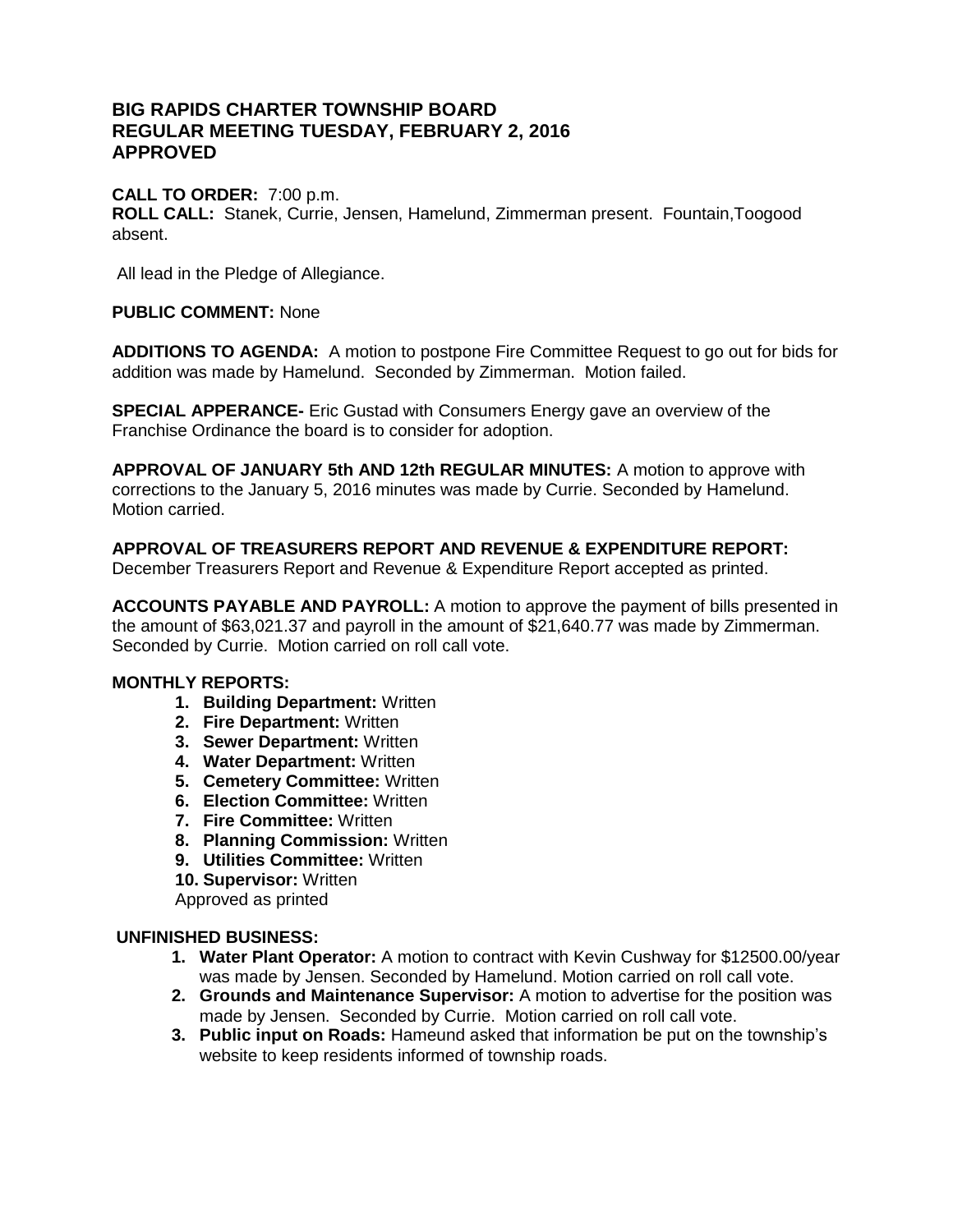# BIG RAPIDS CHARTER TOWNSHIP BOARD
# REGULAR MEETING TUESDAY, FEBRUARY 2, 2016
# APPROVED

**CALL TO ORDER:** 7:00 p.m.
**ROLL CALL:** Stanek, Currie, Jensen, Hamelund, Zimmerman present. Fountain,Toogood absent.

All lead in the Pledge of Allegiance.

**PUBLIC COMMENT:** None

**ADDITIONS TO AGENDA:** A motion to postpone Fire Committee Request to go out for bids for addition was made by Hamelund. Seconded by Zimmerman. Motion failed.

**SPECIAL APPERANCE-** Eric Gustad with Consumers Energy gave an overview of the Franchise Ordinance the board is to consider for adoption.

**APPROVAL OF JANUARY 5th AND 12th REGULAR MINUTES:** A motion to approve with corrections to the January 5, 2016 minutes was made by Currie. Seconded by Hamelund. Motion carried.

**APPROVAL OF TREASURERS REPORT AND REVENUE & EXPENDITURE REPORT:** December Treasurers Report and Revenue & Expenditure Report accepted as printed.

**ACCOUNTS PAYABLE AND PAYROLL:** A motion to approve the payment of bills presented in the amount of $63,021.37 and payroll in the amount of $21,640.77 was made by Zimmerman. Seconded by Currie. Motion carried on roll call vote.

**MONTHLY REPORTS:**

1. **Building Department:** Written
2. **Fire Department:** Written
3. **Sewer Department:** Written
4. **Water Department:** Written
5. **Cemetery Committee:** Written
6. **Election Committee:** Written
7. **Fire Committee:** Written
8. **Planning Commission:** Written
9. **Utilities Committee:** Written
10. **Supervisor:** Written

Approved as printed

**UNFINISHED BUSINESS:**

1. **Water Plant Operator:** A motion to contract with Kevin Cushway for $12500.00/year was made by Jensen. Seconded by Hamelund. Motion carried on roll call vote.
2. **Grounds and Maintenance Supervisor:** A motion to advertise for the position was made by Jensen. Seconded by Currie. Motion carried on roll call vote.
3. **Public input on Roads:** Hameund asked that information be put on the township's website to keep residents informed of township roads.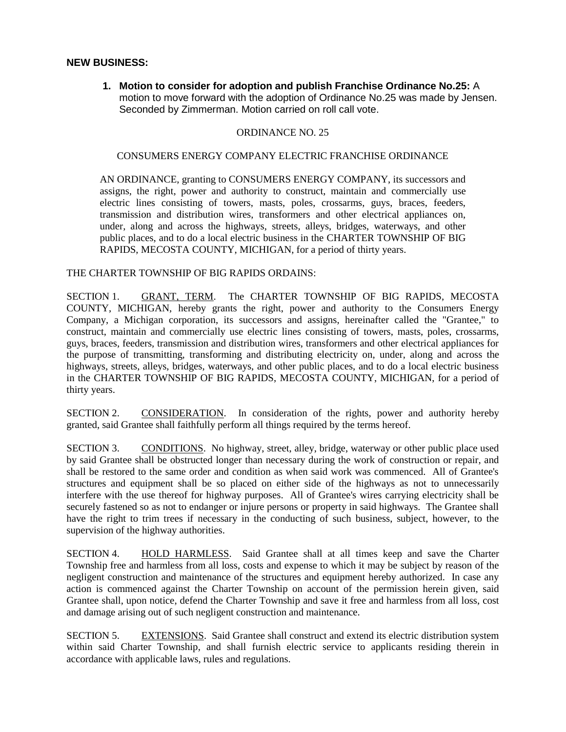**NEW BUSINESS:**

1. **Motion to consider for adoption and publish Franchise Ordinance No.25:** A motion to move forward with the adoption of Ordinance No.25 was made by Jensen. Seconded by Zimmerman. Motion carried on roll call vote.

ORDINANCE NO. 25

CONSUMERS ENERGY COMPANY ELECTRIC FRANCHISE ORDINANCE

AN ORDINANCE, granting to CONSUMERS ENERGY COMPANY, its successors and assigns, the right, power and authority to construct, maintain and commercially use electric lines consisting of towers, masts, poles, crossarms, guys, braces, feeders, transmission and distribution wires, transformers and other electrical appliances on, under, along and across the highways, streets, alleys, bridges, waterways, and other public places, and to do a local electric business in the CHARTER TOWNSHIP OF BIG RAPIDS, MECOSTA COUNTY, MICHIGAN, for a period of thirty years.

THE CHARTER TOWNSHIP OF BIG RAPIDS ORDAINS:

SECTION 1. GRANT, TERM. The CHARTER TOWNSHIP OF BIG RAPIDS, MECOSTA COUNTY, MICHIGAN, hereby grants the right, power and authority to the Consumers Energy Company, a Michigan corporation, its successors and assigns, hereinafter called the "Grantee," to construct, maintain and commercially use electric lines consisting of towers, masts, poles, crossarms, guys, braces, feeders, transmission and distribution wires, transformers and other electrical appliances for the purpose of transmitting, transforming and distributing electricity on, under, along and across the highways, streets, alleys, bridges, waterways, and other public places, and to do a local electric business in the CHARTER TOWNSHIP OF BIG RAPIDS, MECOSTA COUNTY, MICHIGAN, for a period of thirty years.

SECTION 2. CONSIDERATION. In consideration of the rights, power and authority hereby granted, said Grantee shall faithfully perform all things required by the terms hereof.

SECTION 3. CONDITIONS. No highway, street, alley, bridge, waterway or other public place used by said Grantee shall be obstructed longer than necessary during the work of construction or repair, and shall be restored to the same order and condition as when said work was commenced. All of Grantee's structures and equipment shall be so placed on either side of the highways as not to unnecessarily interfere with the use thereof for highway purposes. All of Grantee's wires carrying electricity shall be securely fastened so as not to endanger or injure persons or property in said highways. The Grantee shall have the right to trim trees if necessary in the conducting of such business, subject, however, to the supervision of the highway authorities.

SECTION 4. HOLD HARMLESS. Said Grantee shall at all times keep and save the Charter Township free and harmless from all loss, costs and expense to which it may be subject by reason of the negligent construction and maintenance of the structures and equipment hereby authorized. In case any action is commenced against the Charter Township on account of the permission herein given, said Grantee shall, upon notice, defend the Charter Township and save it free and harmless from all loss, cost and damage arising out of such negligent construction and maintenance.

SECTION 5. EXTENSIONS. Said Grantee shall construct and extend its electric distribution system within said Charter Township, and shall furnish electric service to applicants residing therein in accordance with applicable laws, rules and regulations.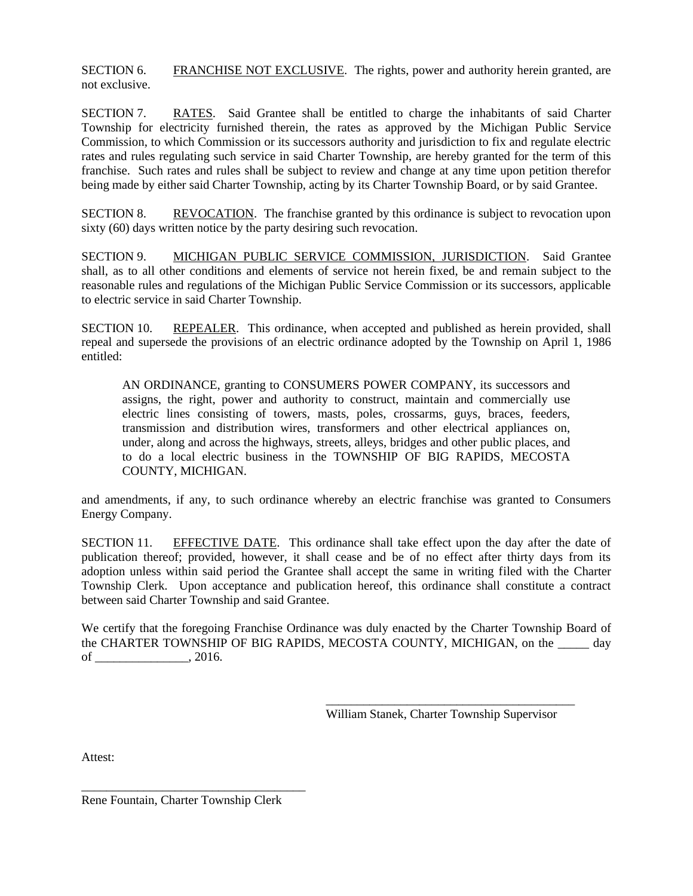SECTION 6. <u>FRANCHISE NOT EXCLUSIVE</u>. The rights, power and authority herein granted, are not exclusive.

SECTION 7. <u>RATES</u>. Said Grantee shall be entitled to charge the inhabitants of said Charter Township for electricity furnished therein, the rates as approved by the Michigan Public Service Commission, to which Commission or its successors authority and jurisdiction to fix and regulate electric rates and rules regulating such service in said Charter Township, are hereby granted for the term of this franchise. Such rates and rules shall be subject to review and change at any time upon petition therefor being made by either said Charter Township, acting by its Charter Township Board, or by said Grantee.

SECTION 8. <u>REVOCATION</u>. The franchise granted by this ordinance is subject to revocation upon sixty (60) days written notice by the party desiring such revocation.

SECTION 9. <u>MICHIGAN PUBLIC SERVICE COMMISSION, JURISDICTION</u>. Said Grantee shall, as to all other conditions and elements of service not herein fixed, be and remain subject to the reasonable rules and regulations of the Michigan Public Service Commission or its successors, applicable to electric service in said Charter Township.

SECTION 10. <u>REPEALER</u>. This ordinance, when accepted and published as herein provided, shall repeal and supersede the provisions of an electric ordinance adopted by the Township on April 1, 1986 entitled:

> AN ORDINANCE, granting to CONSUMERS POWER COMPANY, its successors and assigns, the right, power and authority to construct, maintain and commercially use electric lines consisting of towers, masts, poles, crossarms, guys, braces, feeders, transmission and distribution wires, transformers and other electrical appliances on, under, along and across the highways, streets, alleys, bridges and other public places, and to do a local electric business in the TOWNSHIP OF BIG RAPIDS, MECOSTA COUNTY, MICHIGAN.

and amendments, if any, to such ordinance whereby an electric franchise was granted to Consumers Energy Company.

SECTION 11. <u>EFFECTIVE DATE</u>. This ordinance shall take effect upon the day after the date of publication thereof; provided, however, it shall cease and be of no effect after thirty days from its adoption unless within said period the Grantee shall accept the same in writing filed with the Charter Township Clerk. Upon acceptance and publication hereof, this ordinance shall constitute a contract between said Charter Township and said Grantee.

We certify that the foregoing Franchise Ordinance was duly enacted by the Charter Township Board of the CHARTER TOWNSHIP OF BIG RAPIDS, MECOSTA COUNTY, MICHIGAN, on the _____ day of _______________, 2016.

\_\_\_\_\_\_\_\_\_\_\_\_\_\_\_\_\_\_\_\_\_\_\_\_\_\_\_\_\_\_\_\_\_\_\_\_\_\_\_\_\_\_
William Stanek, Charter Township Supervisor

Attest:

\_\_\_\_\_\_\_\_\_\_\_\_\_\_\_\_\_\_\_\_\_\_\_\_\_\_\_\_\_\_\_\_\_\_\_\_\_\_
Rene Fountain, Charter Township Clerk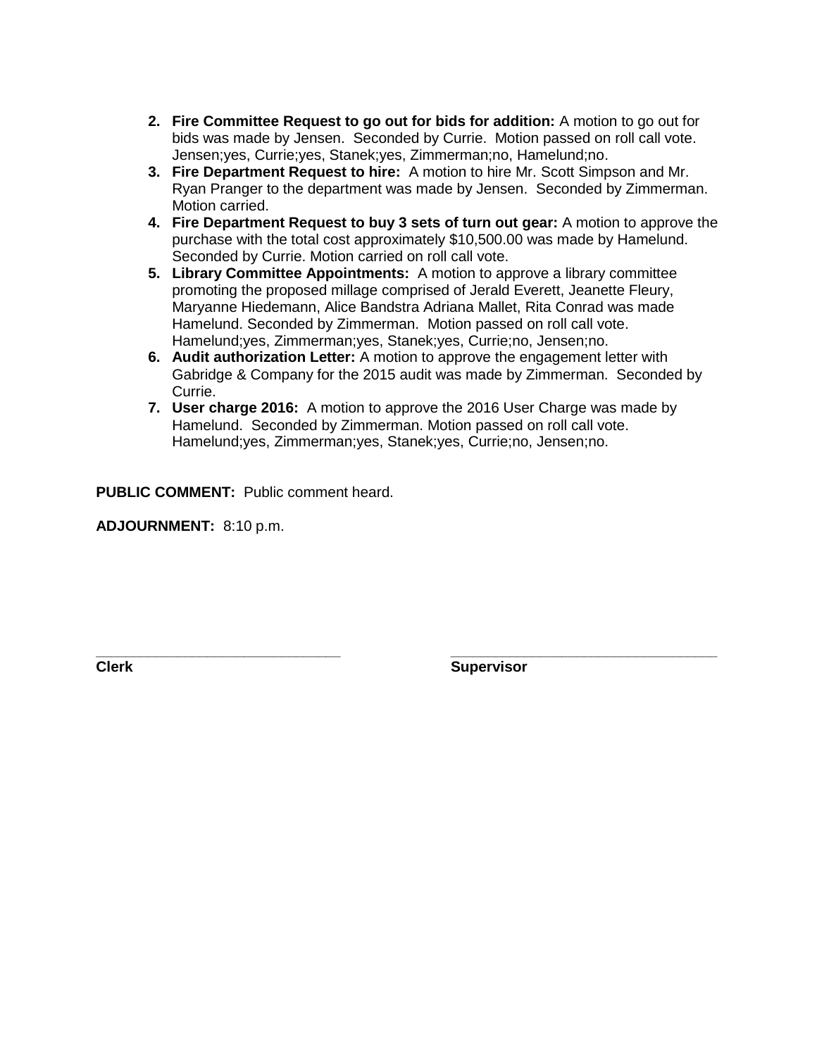2. **Fire Committee Request to go out for bids for addition:** A motion to go out for bids was made by Jensen. Seconded by Currie. Motion passed on roll call vote. Jensen;yes, Currie;yes, Stanek;yes, Zimmerman;no, Hamelund;no.
3. **Fire Department Request to hire:** A motion to hire Mr. Scott Simpson and Mr. Ryan Pranger to the department was made by Jensen. Seconded by Zimmerman. Motion carried.
4. **Fire Department Request to buy 3 sets of turn out gear:** A motion to approve the purchase with the total cost approximately $10,500.00 was made by Hamelund. Seconded by Currie. Motion carried on roll call vote.
5. **Library Committee Appointments:** A motion to approve a library committee promoting the proposed millage comprised of Jerald Everett, Jeanette Fleury, Maryanne Hiedemann, Alice Bandstra Adriana Mallet, Rita Conrad was made Hamelund. Seconded by Zimmerman. Motion passed on roll call vote. Hamelund;yes, Zimmerman;yes, Stanek;yes, Currie;no, Jensen;no.
6. **Audit authorization Letter:** A motion to approve the engagement letter with Gabridge & Company for the 2015 audit was made by Zimmerman. Seconded by Currie.
7. **User charge 2016:** A motion to approve the 2016 User Charge was made by Hamelund. Seconded by Zimmerman. Motion passed on roll call vote. Hamelund;yes, Zimmerman;yes, Stanek;yes, Currie;no, Jensen;no.

**PUBLIC COMMENT:** Public comment heard.

**ADJOURNMENT:** 8:10 p.m.

______________________________ ______________________________

**Clerk** **Supervisor**